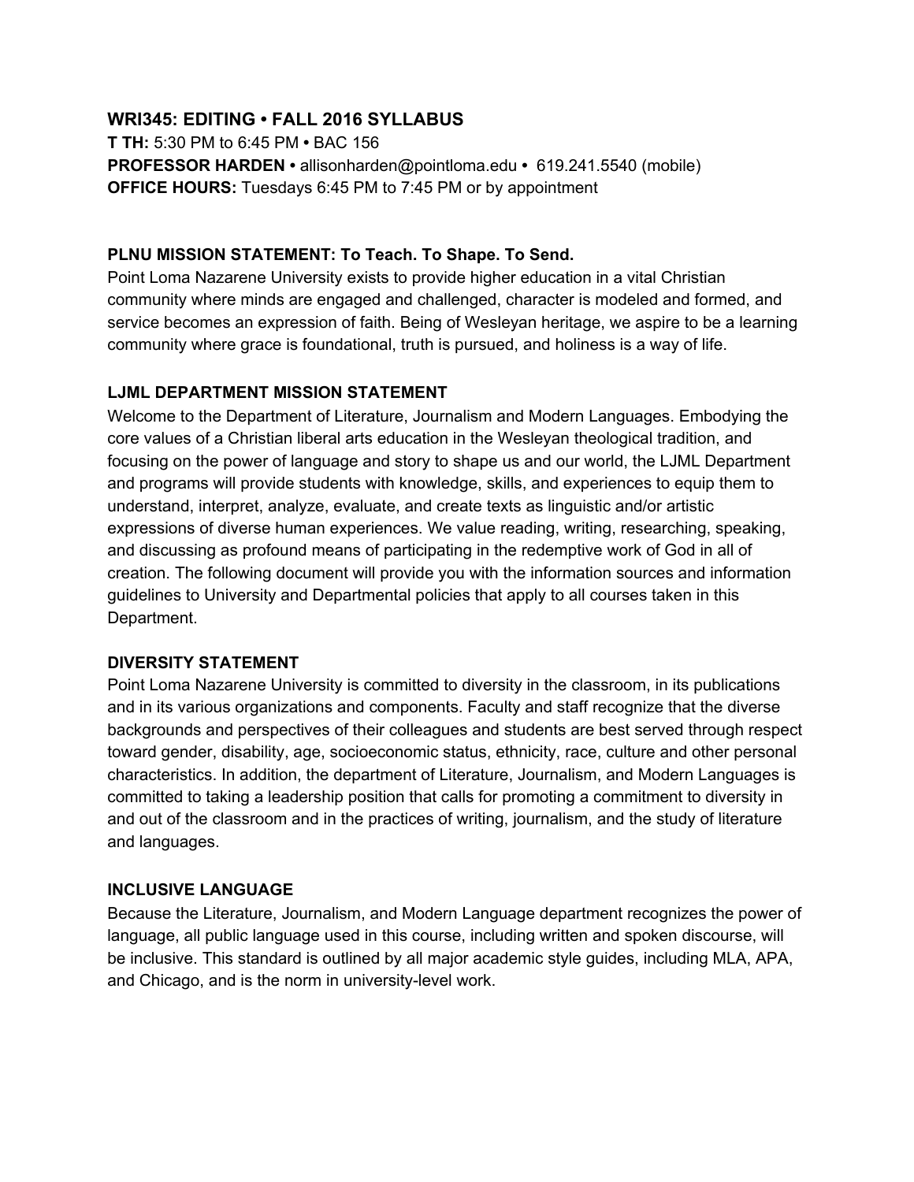## WRI345: EDITING • FALL 2016 SYLLABUS

**T TH:** 5:30 PM to 6:45 PM **•** BAC 156
**PROFESSOR HARDEN •** allisonharden@pointloma.edu **•** 619.241.5540 (mobile)
**OFFICE HOURS:** Tuesdays 6:45 PM to 7:45 PM or by appointment

### PLNU MISSION STATEMENT: To Teach. To Shape. To Send.

Point Loma Nazarene University exists to provide higher education in a vital Christian community where minds are engaged and challenged, character is modeled and formed, and service becomes an expression of faith. Being of Wesleyan heritage, we aspire to be a learning community where grace is foundational, truth is pursued, and holiness is a way of life.

### LJML DEPARTMENT MISSION STATEMENT

Welcome to the Department of Literature, Journalism and Modern Languages. Embodying the core values of a Christian liberal arts education in the Wesleyan theological tradition, and focusing on the power of language and story to shape us and our world, the LJML Department and programs will provide students with knowledge, skills, and experiences to equip them to understand, interpret, analyze, evaluate, and create texts as linguistic and/or artistic expressions of diverse human experiences. We value reading, writing, researching, speaking, and discussing as profound means of participating in the redemptive work of God in all of creation. The following document will provide you with the information sources and information guidelines to University and Departmental policies that apply to all courses taken in this Department.

### DIVERSITY STATEMENT

Point Loma Nazarene University is committed to diversity in the classroom, in its publications and in its various organizations and components. Faculty and staff recognize that the diverse backgrounds and perspectives of their colleagues and students are best served through respect toward gender, disability, age, socioeconomic status, ethnicity, race, culture and other personal characteristics. In addition, the department of Literature, Journalism, and Modern Languages is committed to taking a leadership position that calls for promoting a commitment to diversity in and out of the classroom and in the practices of writing, journalism, and the study of literature and languages.

### INCLUSIVE LANGUAGE

Because the Literature, Journalism, and Modern Language department recognizes the power of language, all public language used in this course, including written and spoken discourse, will be inclusive. This standard is outlined by all major academic style guides, including MLA, APA, and Chicago, and is the norm in university-level work.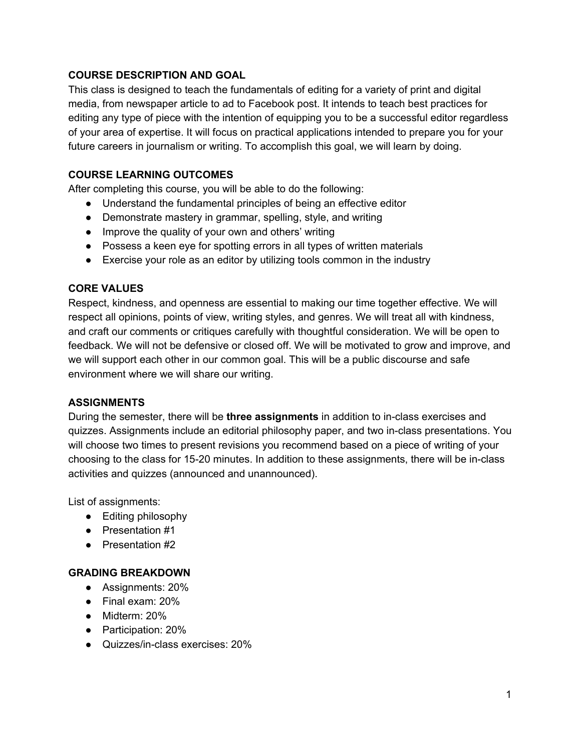## COURSE DESCRIPTION AND GOAL

This class is designed to teach the fundamentals of editing for a variety of print and digital media, from newspaper article to ad to Facebook post. It intends to teach best practices for editing any type of piece with the intention of equipping you to be a successful editor regardless of your area of expertise. It will focus on practical applications intended to prepare you for your future careers in journalism or writing. To accomplish this goal, we will learn by doing.

## COURSE LEARNING OUTCOMES

After completing this course, you will be able to do the following:

- Understand the fundamental principles of being an effective editor
- Demonstrate mastery in grammar, spelling, style, and writing
- Improve the quality of your own and others' writing
- Possess a keen eye for spotting errors in all types of written materials
- Exercise your role as an editor by utilizing tools common in the industry

## CORE VALUES

Respect, kindness, and openness are essential to making our time together effective. We will respect all opinions, points of view, writing styles, and genres. We will treat all with kindness, and craft our comments or critiques carefully with thoughtful consideration. We will be open to feedback. We will not be defensive or closed off. We will be motivated to grow and improve, and we will support each other in our common goal. This will be a public discourse and safe environment where we will share our writing.

## ASSIGNMENTS

During the semester, there will be **three assignments** in addition to in-class exercises and quizzes. Assignments include an editorial philosophy paper, and two in-class presentations. You will choose two times to present revisions you recommend based on a piece of writing of your choosing to the class for 15-20 minutes. In addition to these assignments, there will be in-class activities and quizzes (announced and unannounced).

List of assignments:

- Editing philosophy
- Presentation #1
- Presentation #2

## GRADING BREAKDOWN

- Assignments: 20%
- Final exam: 20%
- Midterm: 20%
- Participation: 20%
- Quizzes/in-class exercises: 20%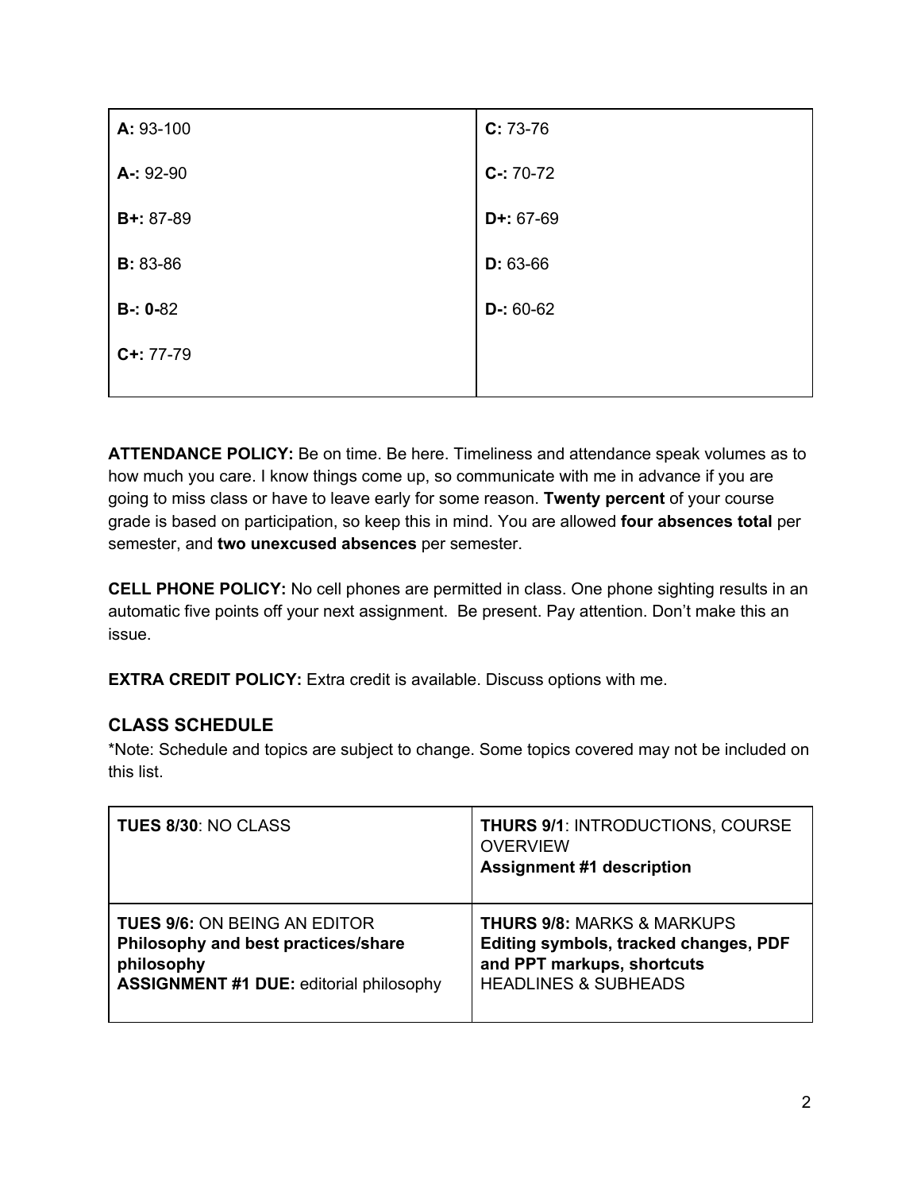| | |
|---|---|
| **A:** 93-100 | **C:** 73-76 |
| **A-:** 92-90 | **C-:** 70-72 |
| **B+:** 87-89 | **D+:** 67-69 |
| **B:** 83-86 | **D:** 63-66 |
| **B-: 0-**82 | **D-:** 60-62 |
| **C+:** 77-79 | |

**ATTENDANCE POLICY:** Be on time. Be here. Timeliness and attendance speak volumes as to how much you care. I know things come up, so communicate with me in advance if you are going to miss class or have to leave early for some reason. **Twenty percent** of your course grade is based on participation, so keep this in mind. You are allowed **four absences total** per semester, and **two unexcused absences** per semester.

**CELL PHONE POLICY:** No cell phones are permitted in class. One phone sighting results in an automatic five points off your next assignment. Be present. Pay attention. Don't make this an issue.

**EXTRA CREDIT POLICY:** Extra credit is available. Discuss options with me.

## CLASS SCHEDULE

*Note: Schedule and topics are subject to change. Some topics covered may not be included on this list.

| | |
|---|---|
| **TUES 8/30**: NO CLASS | **THURS 9/1**: INTRODUCTIONS, COURSE OVERVIEW<br>**Assignment #1 description** |
| **TUES 9/6:** ON BEING AN EDITOR<br>**Philosophy and best practices/share philosophy**<br>**ASSIGNMENT #1 DUE:** editorial philosophy | **THURS 9/8:** MARKS & MARKUPS<br>**Editing symbols, tracked changes, PDF and PPT markups, shortcuts**<br>HEADLINES & SUBHEADS |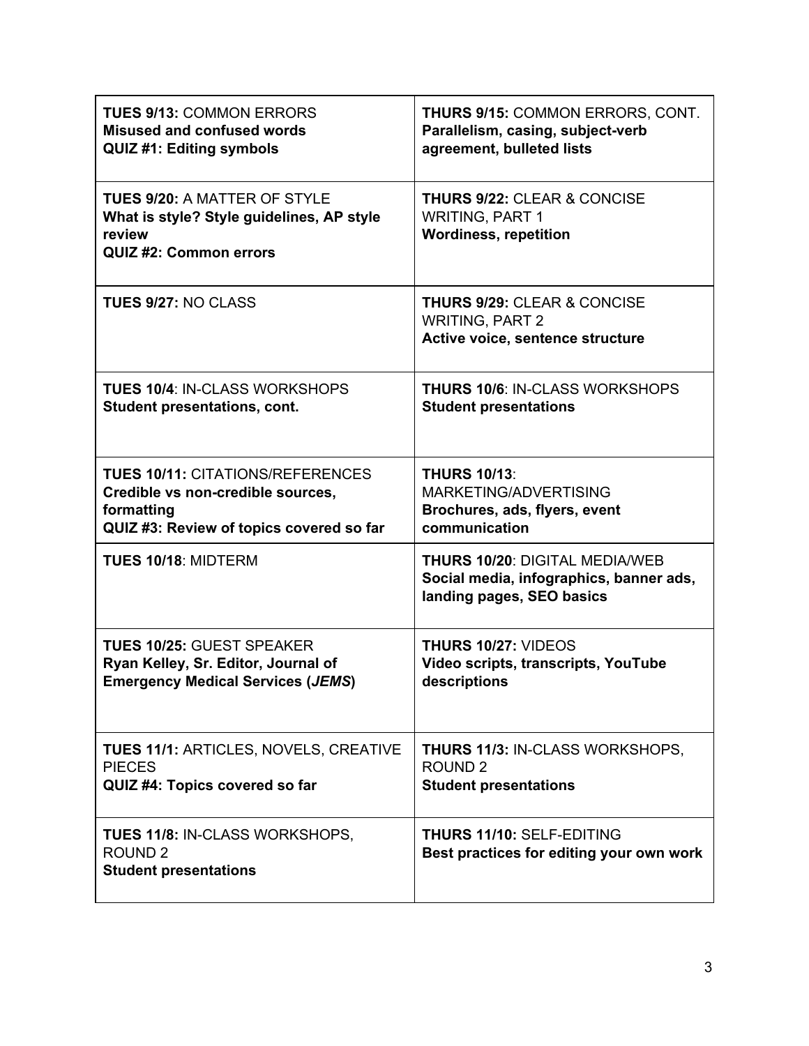| | |
|---|---|
| **TUES 9/13:** COMMON ERRORS<br>**Misused and confused words**<br>**QUIZ #1: Editing symbols** | **THURS 9/15:** COMMON ERRORS, CONT.<br>**Parallelism, casing, subject-verb agreement, bulleted lists** |
| **TUES 9/20:** A MATTER OF STYLE<br>**What is style? Style guidelines, AP style review**<br>**QUIZ #2: Common errors** | **THURS 9/22:** CLEAR & CONCISE WRITING, PART 1<br>**Wordiness, repetition** |
| **TUES 9/27:** NO CLASS | **THURS 9/29:** CLEAR & CONCISE WRITING, PART 2<br>**Active voice, sentence structure** |
| **TUES 10/4**: IN-CLASS WORKSHOPS<br>**Student presentations, cont.** | **THURS 10/6**: IN-CLASS WORKSHOPS<br>**Student presentations** |
| **TUES 10/11:** CITATIONS/REFERENCES<br>**Credible vs non-credible sources, formatting**<br>**QUIZ #3: Review of topics covered so far** | **THURS 10/13**: MARKETING/ADVERTISING<br>**Brochures, ads, flyers, event communication** |
| **TUES 10/18**: MIDTERM | **THURS 10/20**: DIGITAL MEDIA/WEB<br>**Social media, infographics, banner ads, landing pages, SEO basics** |
| **TUES 10/25:** GUEST SPEAKER<br>**Ryan Kelley, Sr. Editor, Journal of Emergency Medical Services (*JEMS*)** | **THURS 10/27:** VIDEOS<br>**Video scripts, transcripts, YouTube descriptions** |
| **TUES 11/1:** ARTICLES, NOVELS, CREATIVE PIECES<br>**QUIZ #4: Topics covered so far** | **THURS 11/3:** IN-CLASS WORKSHOPS, ROUND 2<br>**Student presentations** |
| **TUES 11/8:** IN-CLASS WORKSHOPS, ROUND 2<br>**Student presentations** | **THURS 11/10:** SELF-EDITING<br>**Best practices for editing your own work** |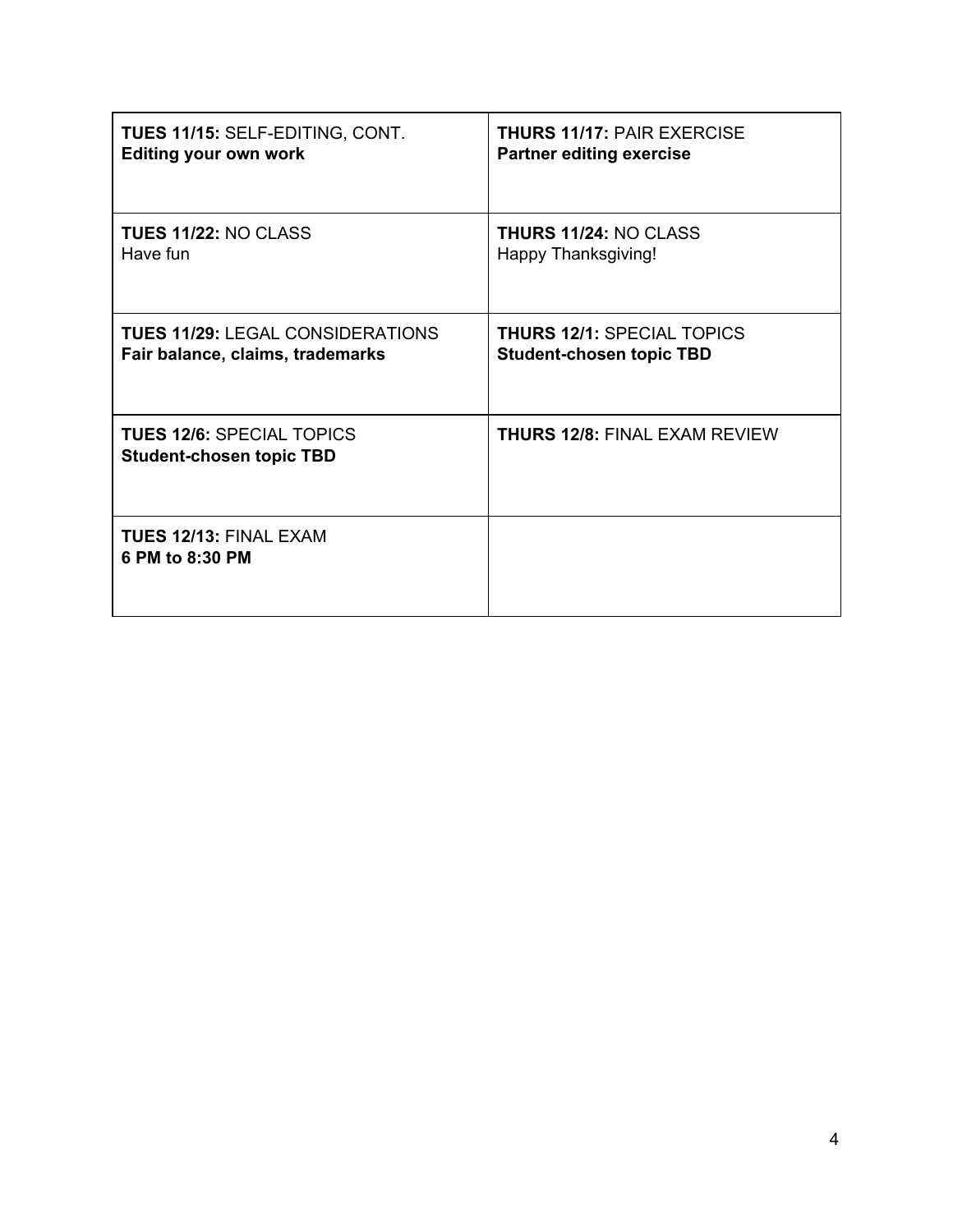| | |
|---|---|
| **TUES 11/15:** SELF-EDITING, CONT.<br>**Editing your own work** | **THURS 11/17:** PAIR EXERCISE<br>**Partner editing exercise** |
| **TUES 11/22:** NO CLASS<br>Have fun | **THURS 11/24:** NO CLASS<br>Happy Thanksgiving! |
| **TUES 11/29:** LEGAL CONSIDERATIONS<br>**Fair balance, claims, trademarks** | **THURS 12/1:** SPECIAL TOPICS<br>**Student-chosen topic TBD** |
| **TUES 12/6:** SPECIAL TOPICS<br>**Student-chosen topic TBD** | **THURS 12/8:** FINAL EXAM REVIEW |
| **TUES 12/13:** FINAL EXAM<br>**6 PM to 8:30 PM** | |